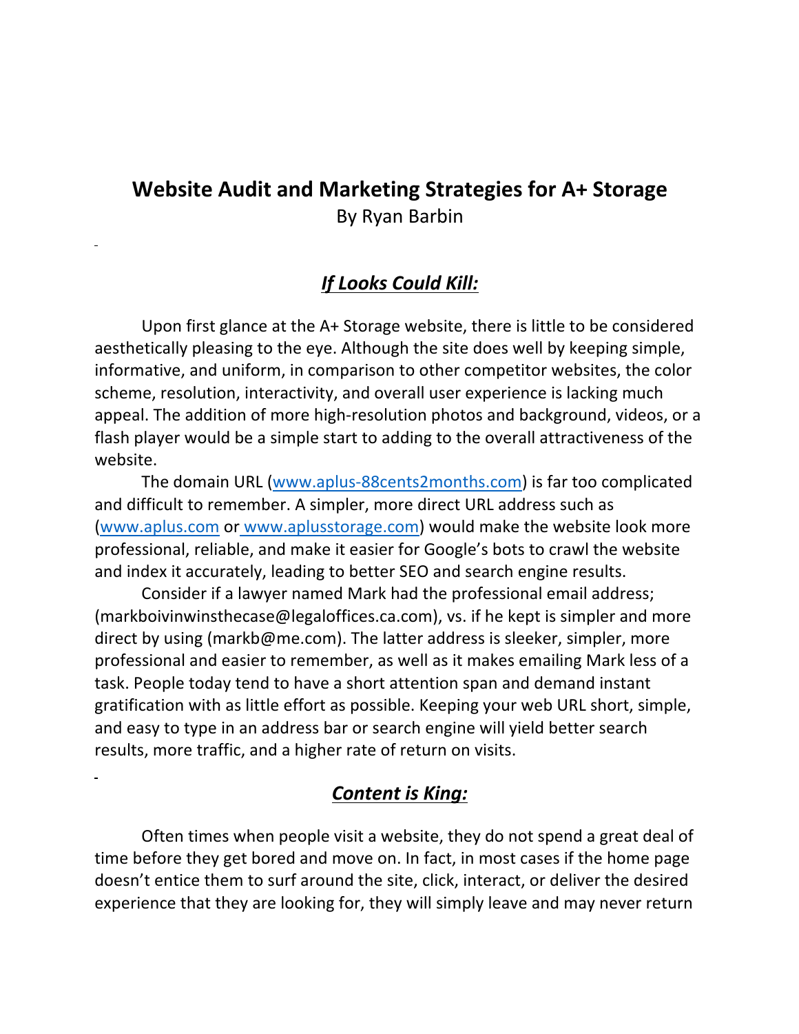# Website Audit and Marketing Strategies for A+ Storage

By Ryan Barbin

## *If Looks Could Kill:*

Upon first glance at the A+ Storage website, there is little to be considered aesthetically pleasing to the eye. Although the site does well by keeping simple, informative, and uniform, in comparison to other competitor websites, the color scheme, resolution, interactivity, and overall user experience is lacking much appeal. The addition of more high-resolution photos and background, videos, or a flash player would be a simple start to adding to the overall attractiveness of the website.

The domain URL (www.aplus-88cents2months.com) is far too complicated and difficult to remember. A simpler, more direct URL address such as (www.aplus.com or www.aplusstorage.com) would make the website look more professional, reliable, and make it easier for Google's bots to crawl the website and index it accurately, leading to better SEO and search engine results.

Consider if a lawyer named Mark had the professional email address; (markboivinwinsthecase@legaloffices.ca.com), vs. if he kept is simpler and more direct by using (markb@me.com). The latter address is sleeker, simpler, more professional and easier to remember, as well as it makes emailing Mark less of a task. People today tend to have a short attention span and demand instant gratification with as little effort as possible. Keeping your web URL short, simple, and easy to type in an address bar or search engine will yield better search results, more traffic, and a higher rate of return on visits.

## *Content is King:*

Often times when people visit a website, they do not spend a great deal of time before they get bored and move on. In fact, in most cases if the home page doesn't entice them to surf around the site, click, interact, or deliver the desired experience that they are looking for, they will simply leave and may never return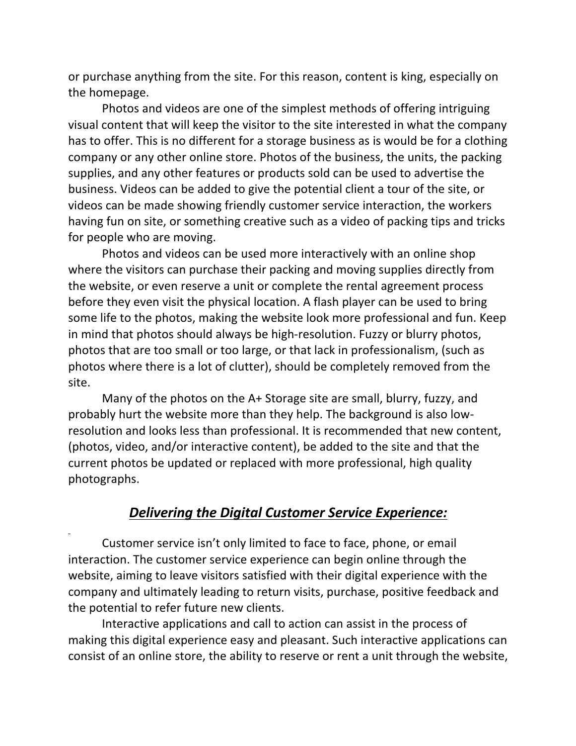or purchase anything from the site. For this reason, content is king, especially on the homepage.

Photos and videos are one of the simplest methods of offering intriguing visual content that will keep the visitor to the site interested in what the company has to offer. This is no different for a storage business as is would be for a clothing company or any other online store. Photos of the business, the units, the packing supplies, and any other features or products sold can be used to advertise the business. Videos can be added to give the potential client a tour of the site, or videos can be made showing friendly customer service interaction, the workers having fun on site, or something creative such as a video of packing tips and tricks for people who are moving.

Photos and videos can be used more interactively with an online shop where the visitors can purchase their packing and moving supplies directly from the website, or even reserve a unit or complete the rental agreement process before they even visit the physical location. A flash player can be used to bring some life to the photos, making the website look more professional and fun. Keep in mind that photos should always be high-resolution. Fuzzy or blurry photos, photos that are too small or too large, or that lack in professionalism, (such as photos where there is a lot of clutter), should be completely removed from the site.

Many of the photos on the A+ Storage site are small, blurry, fuzzy, and probably hurt the website more than they help. The background is also low-resolution and looks less than professional. It is recommended that new content, (photos, video, and/or interactive content), be added to the site and that the current photos be updated or replaced with more professional, high quality photographs.

## ***Delivering the Digital Customer Service Experience:***

Customer service isn't only limited to face to face, phone, or email interaction. The customer service experience can begin online through the website, aiming to leave visitors satisfied with their digital experience with the company and ultimately leading to return visits, purchase, positive feedback and the potential to refer future new clients.

Interactive applications and call to action can assist in the process of making this digital experience easy and pleasant. Such interactive applications can consist of an online store, the ability to reserve or rent a unit through the website,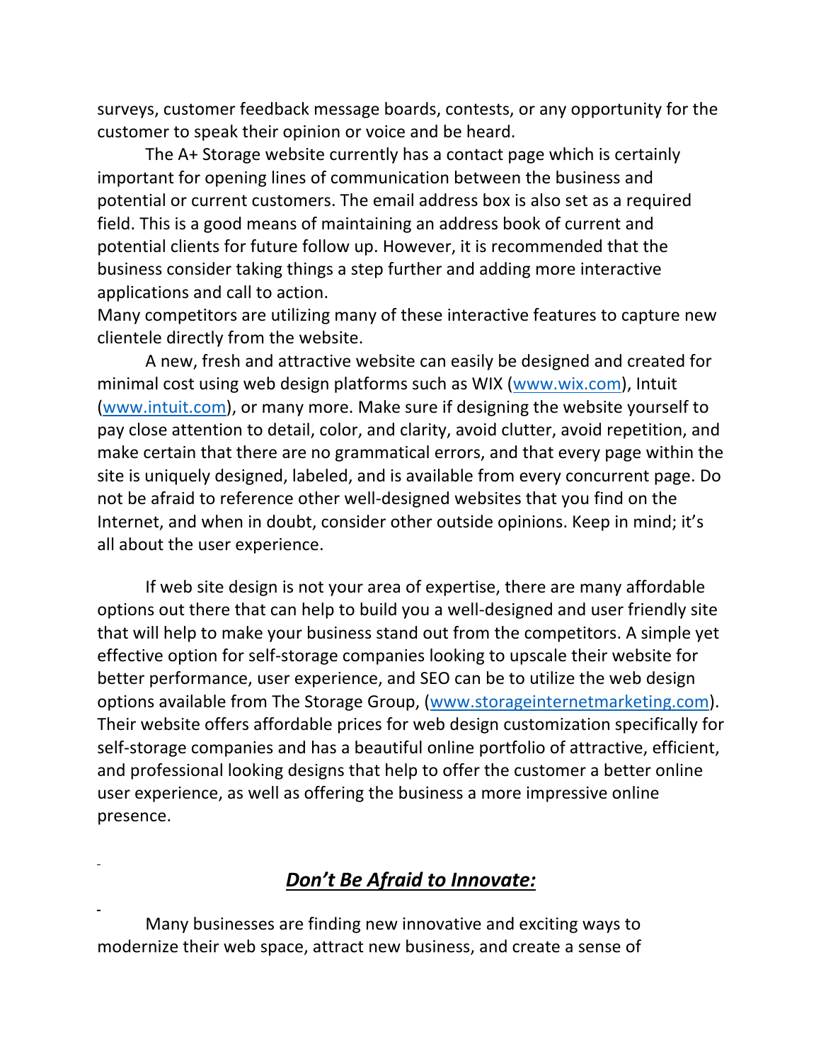surveys, customer feedback message boards, contests, or any opportunity for the customer to speak their opinion or voice and be heard.

The A+ Storage website currently has a contact page which is certainly important for opening lines of communication between the business and potential or current customers. The email address box is also set as a required field. This is a good means of maintaining an address book of current and potential clients for future follow up. However, it is recommended that the business consider taking things a step further and adding more interactive applications and call to action.

Many competitors are utilizing many of these interactive features to capture new clientele directly from the website.

A new, fresh and attractive website can easily be designed and created for minimal cost using web design platforms such as WIX (www.wix.com), Intuit (www.intuit.com), or many more. Make sure if designing the website yourself to pay close attention to detail, color, and clarity, avoid clutter, avoid repetition, and make certain that there are no grammatical errors, and that every page within the site is uniquely designed, labeled, and is available from every concurrent page. Do not be afraid to reference other well-designed websites that you find on the Internet, and when in doubt, consider other outside opinions. Keep in mind; it's all about the user experience.

If web site design is not your area of expertise, there are many affordable options out there that can help to build you a well-designed and user friendly site that will help to make your business stand out from the competitors. A simple yet effective option for self-storage companies looking to upscale their website for better performance, user experience, and SEO can be to utilize the web design options available from The Storage Group, (www.storageinternetmarketing.com). Their website offers affordable prices for web design customization specifically for self-storage companies and has a beautiful online portfolio of attractive, efficient, and professional looking designs that help to offer the customer a better online user experience, as well as offering the business a more impressive online presence.

## ***Don't Be Afraid to Innovate:***

Many businesses are finding new innovative and exciting ways to modernize their web space, attract new business, and create a sense of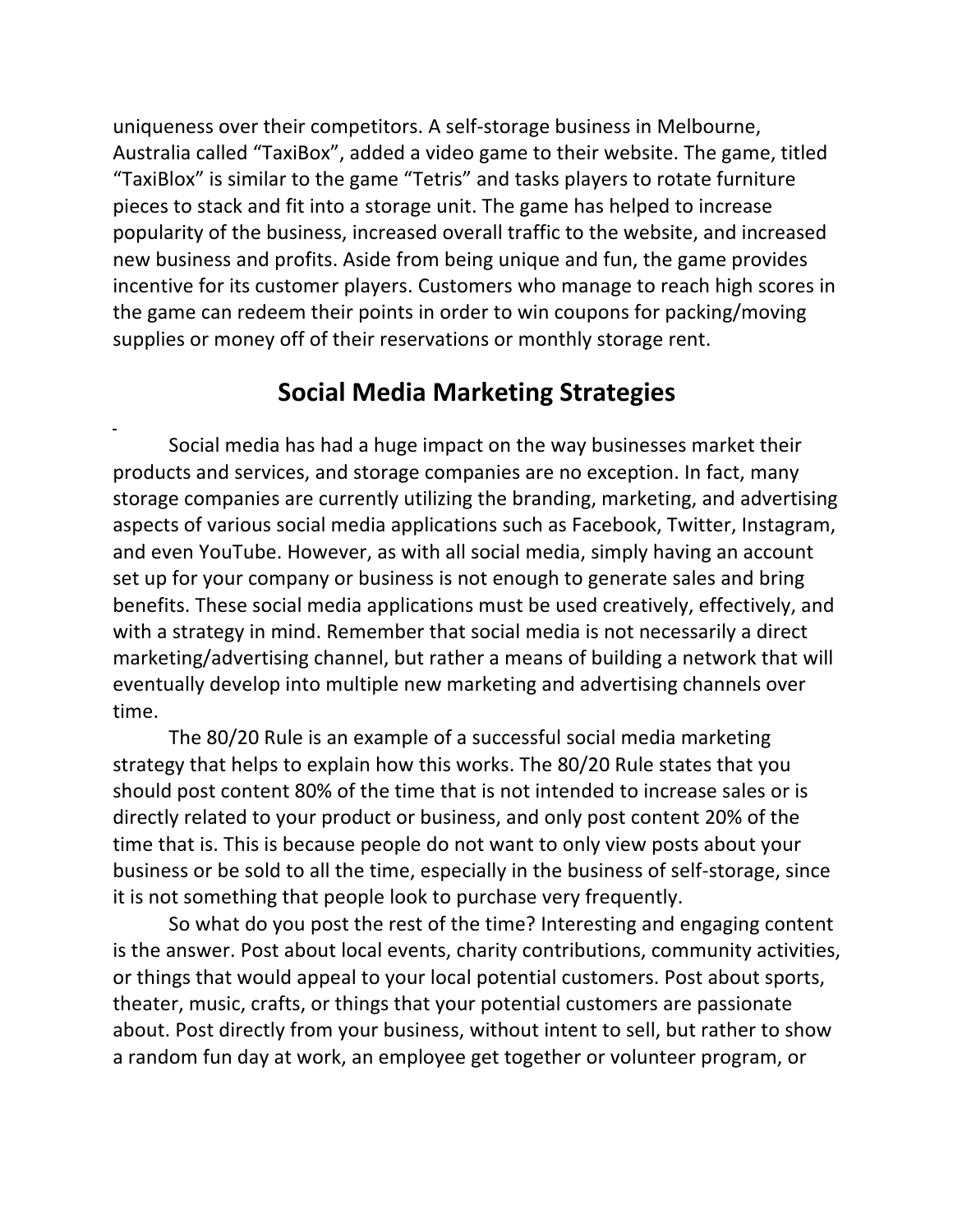uniqueness over their competitors. A self-storage business in Melbourne, Australia called "TaxiBox", added a video game to their website. The game, titled "TaxiBlox" is similar to the game "Tetris" and tasks players to rotate furniture pieces to stack and fit into a storage unit. The game has helped to increase popularity of the business, increased overall traffic to the website, and increased new business and profits. Aside from being unique and fun, the game provides incentive for its customer players. Customers who manage to reach high scores in the game can redeem their points in order to win coupons for packing/moving supplies or money off of their reservations or monthly storage rent.

## Social Media Marketing Strategies

Social media has had a huge impact on the way businesses market their products and services, and storage companies are no exception. In fact, many storage companies are currently utilizing the branding, marketing, and advertising aspects of various social media applications such as Facebook, Twitter, Instagram, and even YouTube. However, as with all social media, simply having an account set up for your company or business is not enough to generate sales and bring benefits. These social media applications must be used creatively, effectively, and with a strategy in mind. Remember that social media is not necessarily a direct marketing/advertising channel, but rather a means of building a network that will eventually develop into multiple new marketing and advertising channels over time.

The 80/20 Rule is an example of a successful social media marketing strategy that helps to explain how this works. The 80/20 Rule states that you should post content 80% of the time that is not intended to increase sales or is directly related to your product or business, and only post content 20% of the time that is. This is because people do not want to only view posts about your business or be sold to all the time, especially in the business of self-storage, since it is not something that people look to purchase very frequently.

So what do you post the rest of the time? Interesting and engaging content is the answer. Post about local events, charity contributions, community activities, or things that would appeal to your local potential customers. Post about sports, theater, music, crafts, or things that your potential customers are passionate about. Post directly from your business, without intent to sell, but rather to show a random fun day at work, an employee get together or volunteer program, or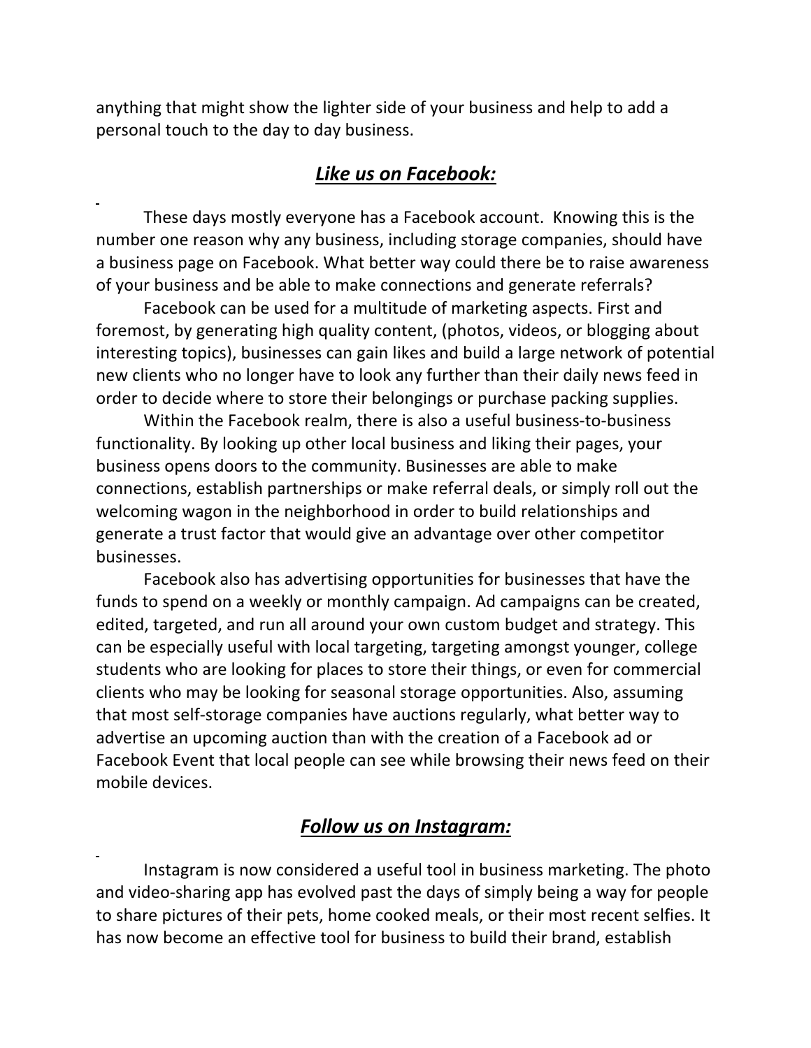anything that might show the lighter side of your business and help to add a personal touch to the day to day business.

## ***Like us on Facebook:***

These days mostly everyone has a Facebook account. Knowing this is the number one reason why any business, including storage companies, should have a business page on Facebook. What better way could there be to raise awareness of your business and be able to make connections and generate referrals?

Facebook can be used for a multitude of marketing aspects. First and foremost, by generating high quality content, (photos, videos, or blogging about interesting topics), businesses can gain likes and build a large network of potential new clients who no longer have to look any further than their daily news feed in order to decide where to store their belongings or purchase packing supplies.

Within the Facebook realm, there is also a useful business-to-business functionality. By looking up other local business and liking their pages, your business opens doors to the community. Businesses are able to make connections, establish partnerships or make referral deals, or simply roll out the welcoming wagon in the neighborhood in order to build relationships and generate a trust factor that would give an advantage over other competitor businesses.

Facebook also has advertising opportunities for businesses that have the funds to spend on a weekly or monthly campaign. Ad campaigns can be created, edited, targeted, and run all around your own custom budget and strategy. This can be especially useful with local targeting, targeting amongst younger, college students who are looking for places to store their things, or even for commercial clients who may be looking for seasonal storage opportunities. Also, assuming that most self-storage companies have auctions regularly, what better way to advertise an upcoming auction than with the creation of a Facebook ad or Facebook Event that local people can see while browsing their news feed on their mobile devices.

## ***Follow us on Instagram:***

Instagram is now considered a useful tool in business marketing. The photo and video-sharing app has evolved past the days of simply being a way for people to share pictures of their pets, home cooked meals, or their most recent selfies. It has now become an effective tool for business to build their brand, establish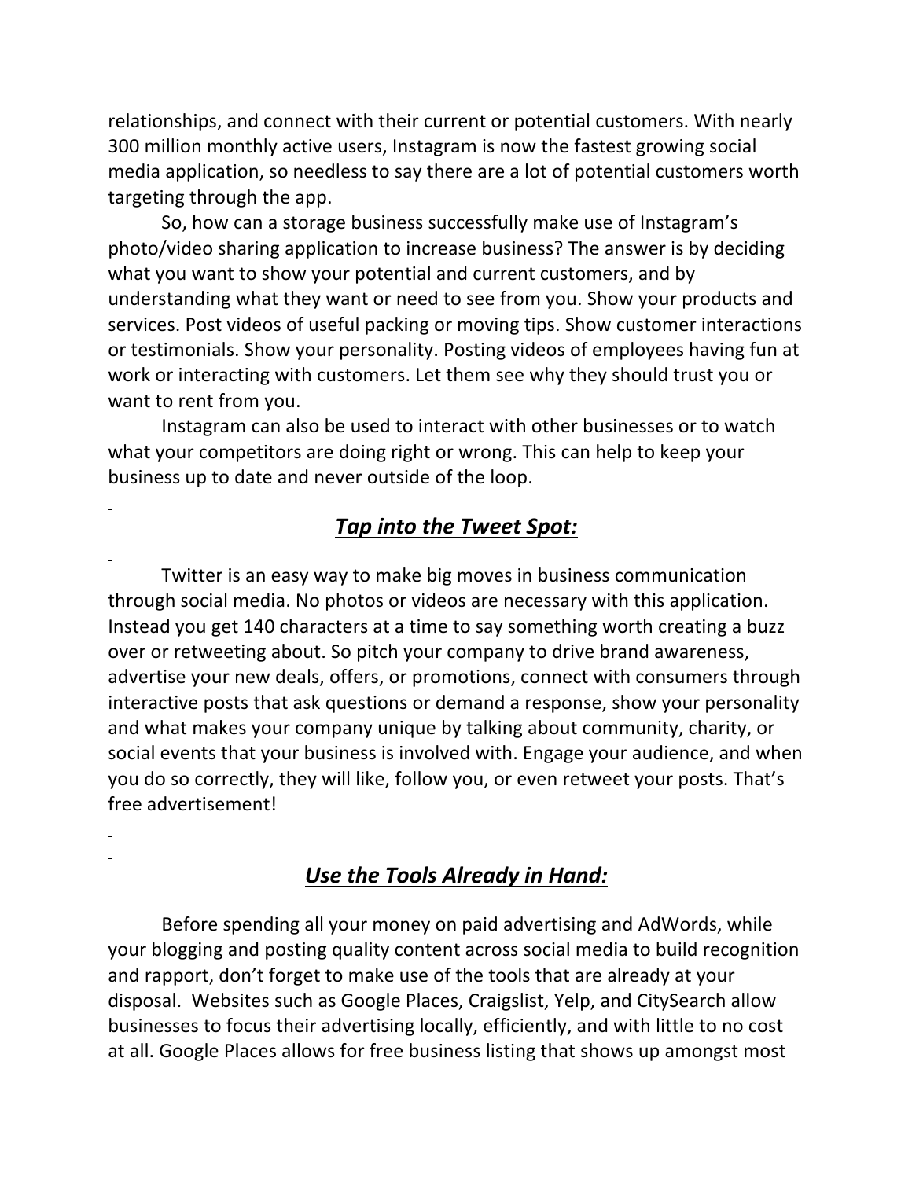relationships, and connect with their current or potential customers. With nearly 300 million monthly active users, Instagram is now the fastest growing social media application, so needless to say there are a lot of potential customers worth targeting through the app.

So, how can a storage business successfully make use of Instagram's photo/video sharing application to increase business? The answer is by deciding what you want to show your potential and current customers, and by understanding what they want or need to see from you. Show your products and services. Post videos of useful packing or moving tips. Show customer interactions or testimonials. Show your personality. Posting videos of employees having fun at work or interacting with customers. Let them see why they should trust you or want to rent from you.

Instagram can also be used to interact with other businesses or to watch what your competitors are doing right or wrong. This can help to keep your business up to date and never outside of the loop.

## ***Tap into the Tweet Spot:***

Twitter is an easy way to make big moves in business communication through social media. No photos or videos are necessary with this application. Instead you get 140 characters at a time to say something worth creating a buzz over or retweeting about. So pitch your company to drive brand awareness, advertise your new deals, offers, or promotions, connect with consumers through interactive posts that ask questions or demand a response, show your personality and what makes your company unique by talking about community, charity, or social events that your business is involved with. Engage your audience, and when you do so correctly, they will like, follow you, or even retweet your posts. That's free advertisement!

## ***Use the Tools Already in Hand:***

Before spending all your money on paid advertising and AdWords, while your blogging and posting quality content across social media to build recognition and rapport, don't forget to make use of the tools that are already at your disposal. Websites such as Google Places, Craigslist, Yelp, and CitySearch allow businesses to focus their advertising locally, efficiently, and with little to no cost at all. Google Places allows for free business listing that shows up amongst most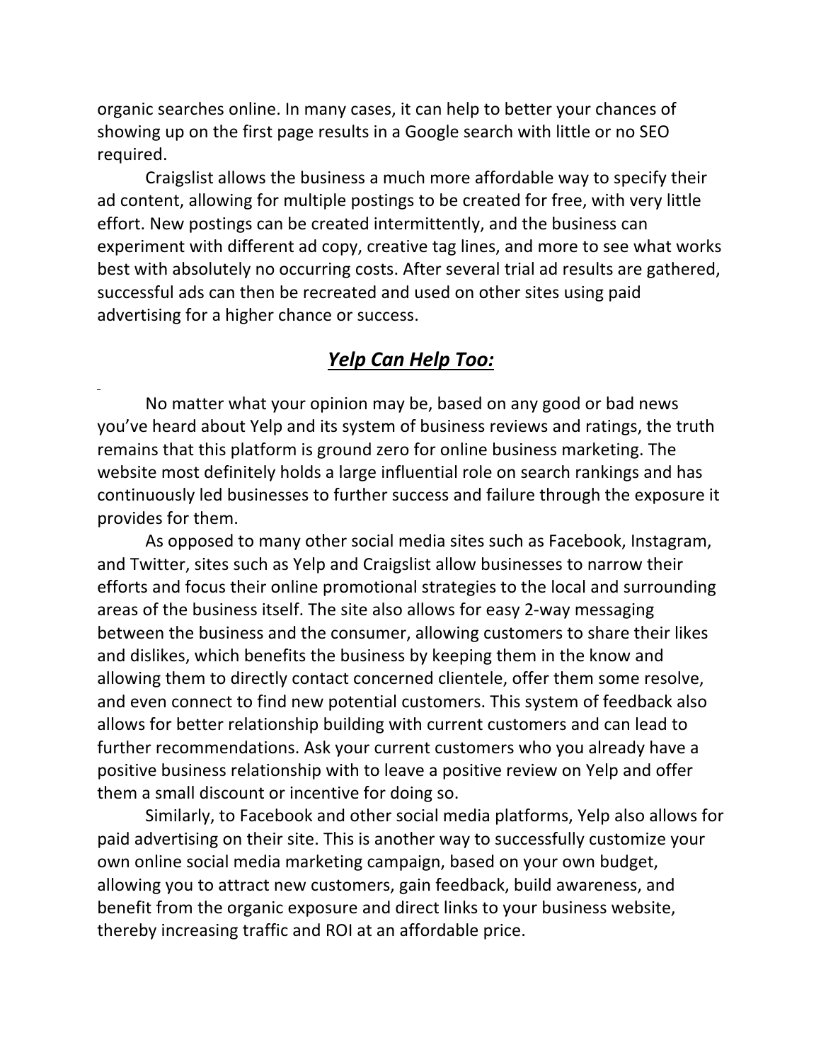organic searches online. In many cases, it can help to better your chances of showing up on the first page results in a Google search with little or no SEO required.

Craigslist allows the business a much more affordable way to specify their ad content, allowing for multiple postings to be created for free, with very little effort. New postings can be created intermittently, and the business can experiment with different ad copy, creative tag lines, and more to see what works best with absolutely no occurring costs. After several trial ad results are gathered, successful ads can then be recreated and used on other sites using paid advertising for a higher chance or success.

## ***Yelp Can Help Too:***

No matter what your opinion may be, based on any good or bad news you've heard about Yelp and its system of business reviews and ratings, the truth remains that this platform is ground zero for online business marketing. The website most definitely holds a large influential role on search rankings and has continuously led businesses to further success and failure through the exposure it provides for them.

As opposed to many other social media sites such as Facebook, Instagram, and Twitter, sites such as Yelp and Craigslist allow businesses to narrow their efforts and focus their online promotional strategies to the local and surrounding areas of the business itself. The site also allows for easy 2-way messaging between the business and the consumer, allowing customers to share their likes and dislikes, which benefits the business by keeping them in the know and allowing them to directly contact concerned clientele, offer them some resolve, and even connect to find new potential customers. This system of feedback also allows for better relationship building with current customers and can lead to further recommendations. Ask your current customers who you already have a positive business relationship with to leave a positive review on Yelp and offer them a small discount or incentive for doing so.

Similarly, to Facebook and other social media platforms, Yelp also allows for paid advertising on their site. This is another way to successfully customize your own online social media marketing campaign, based on your own budget, allowing you to attract new customers, gain feedback, build awareness, and benefit from the organic exposure and direct links to your business website, thereby increasing traffic and ROI at an affordable price.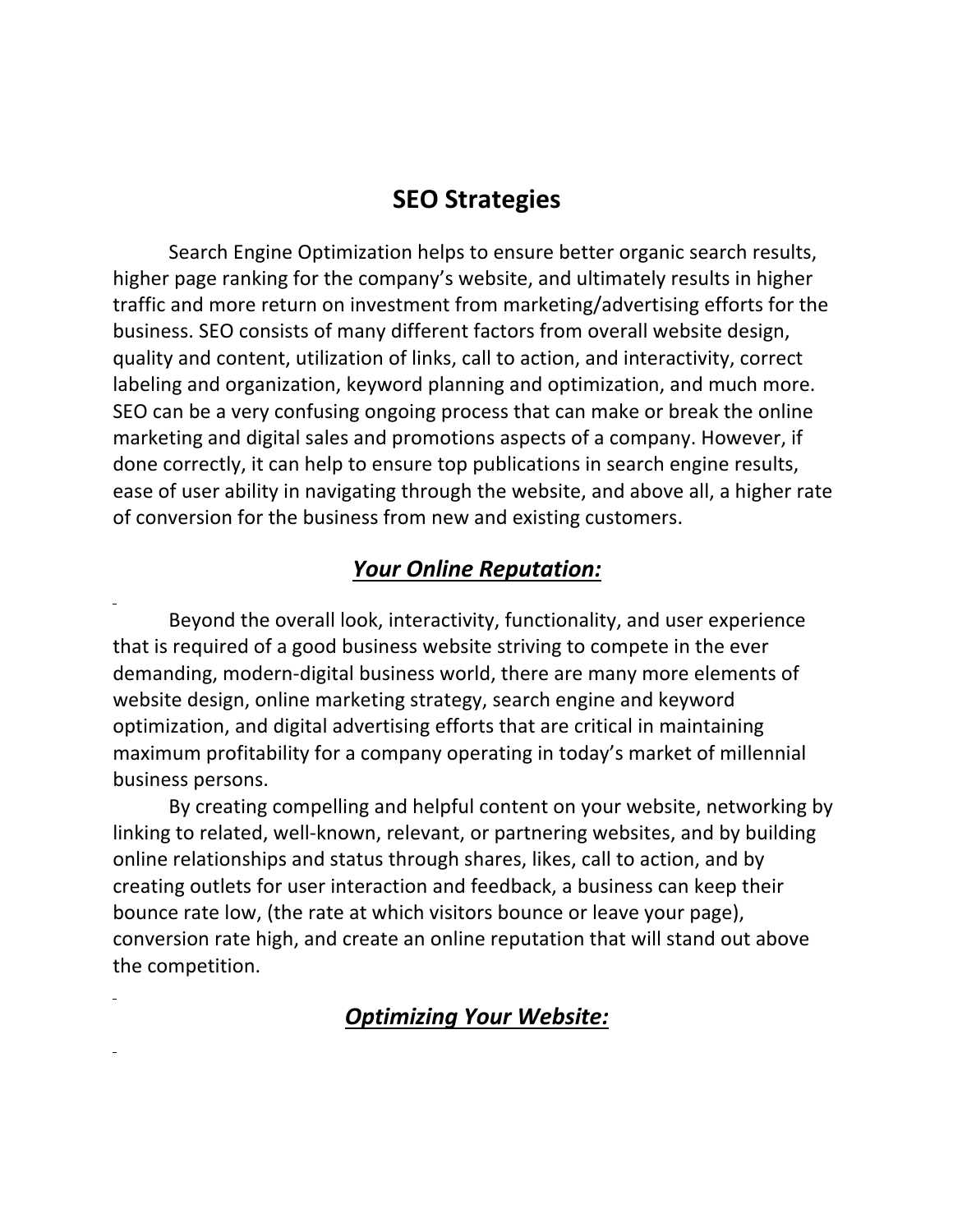# SEO Strategies

Search Engine Optimization helps to ensure better organic search results, higher page ranking for the company's website, and ultimately results in higher traffic and more return on investment from marketing/advertising efforts for the business. SEO consists of many different factors from overall website design, quality and content, utilization of links, call to action, and interactivity, correct labeling and organization, keyword planning and optimization, and much more. SEO can be a very confusing ongoing process that can make or break the online marketing and digital sales and promotions aspects of a company. However, if done correctly, it can help to ensure top publications in search engine results, ease of user ability in navigating through the website, and above all, a higher rate of conversion for the business from new and existing customers.

## ***Your Online Reputation:***

Beyond the overall look, interactivity, functionality, and user experience that is required of a good business website striving to compete in the ever demanding, modern-digital business world, there are many more elements of website design, online marketing strategy, search engine and keyword optimization, and digital advertising efforts that are critical in maintaining maximum profitability for a company operating in today's market of millennial business persons.

By creating compelling and helpful content on your website, networking by linking to related, well-known, relevant, or partnering websites, and by building online relationships and status through shares, likes, call to action, and by creating outlets for user interaction and feedback, a business can keep their bounce rate low, (the rate at which visitors bounce or leave your page), conversion rate high, and create an online reputation that will stand out above the competition.

## ***Optimizing Your Website:***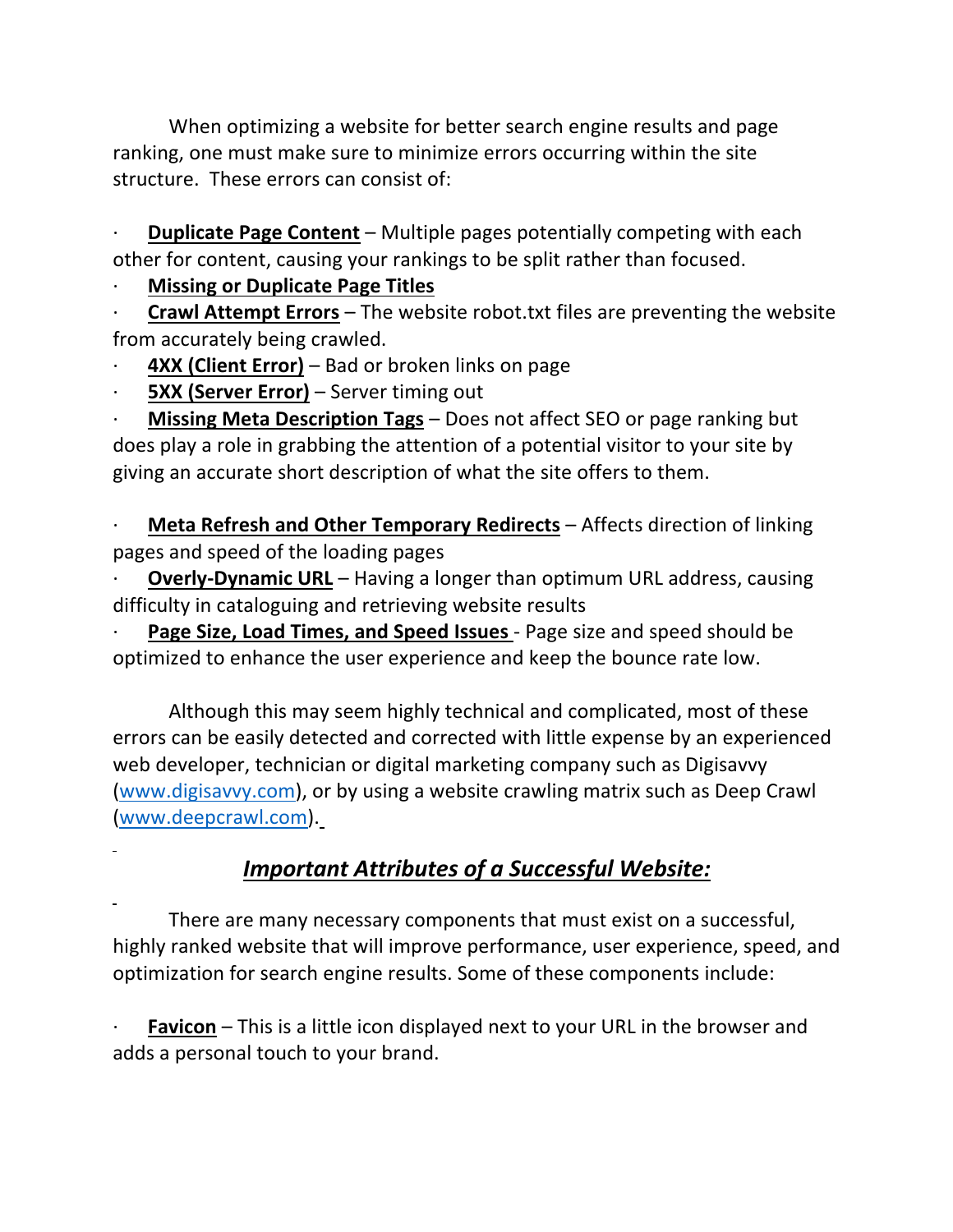When optimizing a website for better search engine results and page ranking, one must make sure to minimize errors occurring within the site structure. These errors can consist of:

- **Duplicate Page Content** – Multiple pages potentially competing with each other for content, causing your rankings to be split rather than focused.
- **Missing or Duplicate Page Titles**
- **Crawl Attempt Errors** – The website robot.txt files are preventing the website from accurately being crawled.
- **4XX (Client Error)** – Bad or broken links on page
- **5XX (Server Error)** – Server timing out
- **Missing Meta Description Tags** – Does not affect SEO or page ranking but does play a role in grabbing the attention of a potential visitor to your site by giving an accurate short description of what the site offers to them.

- **Meta Refresh and Other Temporary Redirects** – Affects direction of linking pages and speed of the loading pages
- **Overly-Dynamic URL** – Having a longer than optimum URL address, causing difficulty in cataloguing and retrieving website results
- **Page Size, Load Times, and Speed Issues** - Page size and speed should be optimized to enhance the user experience and keep the bounce rate low.

Although this may seem highly technical and complicated, most of these errors can be easily detected and corrected with little expense by an experienced web developer, technician or digital marketing company such as Digisavvy (www.digisavvy.com), or by using a website crawling matrix such as Deep Crawl (www.deepcrawl.com).

## ***Important Attributes of a Successful Website:***

There are many necessary components that must exist on a successful, highly ranked website that will improve performance, user experience, speed, and optimization for search engine results. Some of these components include:

- **Favicon** – This is a little icon displayed next to your URL in the browser and adds a personal touch to your brand.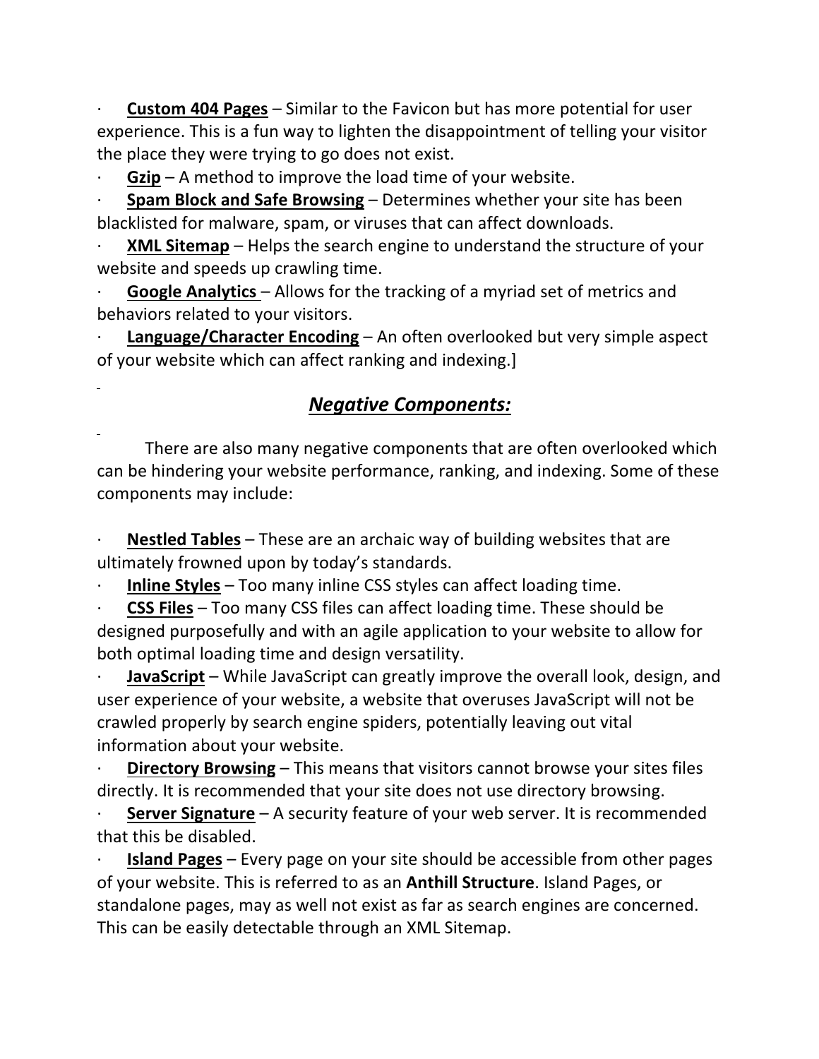- **Custom 404 Pages** – Similar to the Favicon but has more potential for user experience. This is a fun way to lighten the disappointment of telling your visitor the place they were trying to go does not exist.
- **Gzip** – A method to improve the load time of your website.
- **Spam Block and Safe Browsing** – Determines whether your site has been blacklisted for malware, spam, or viruses that can affect downloads.
- **XML Sitemap** – Helps the search engine to understand the structure of your website and speeds up crawling time.
- **Google Analytics** – Allows for the tracking of a myriad set of metrics and behaviors related to your visitors.
- **Language/Character Encoding** – An often overlooked but very simple aspect of your website which can affect ranking and indexing.]

## ***Negative Components:***

There are also many negative components that are often overlooked which can be hindering your website performance, ranking, and indexing. Some of these components may include:

- **Nestled Tables** – These are an archaic way of building websites that are ultimately frowned upon by today's standards.
- **Inline Styles** – Too many inline CSS styles can affect loading time.
- **CSS Files** – Too many CSS files can affect loading time. These should be designed purposefully and with an agile application to your website to allow for both optimal loading time and design versatility.
- **JavaScript** – While JavaScript can greatly improve the overall look, design, and user experience of your website, a website that overuses JavaScript will not be crawled properly by search engine spiders, potentially leaving out vital information about your website.
- **Directory Browsing** – This means that visitors cannot browse your sites files directly. It is recommended that your site does not use directory browsing.
- **Server Signature** – A security feature of your web server. It is recommended that this be disabled.
- **Island Pages** – Every page on your site should be accessible from other pages of your website. This is referred to as an **Anthill Structure**. Island Pages, or standalone pages, may as well not exist as far as search engines are concerned. This can be easily detectable through an XML Sitemap.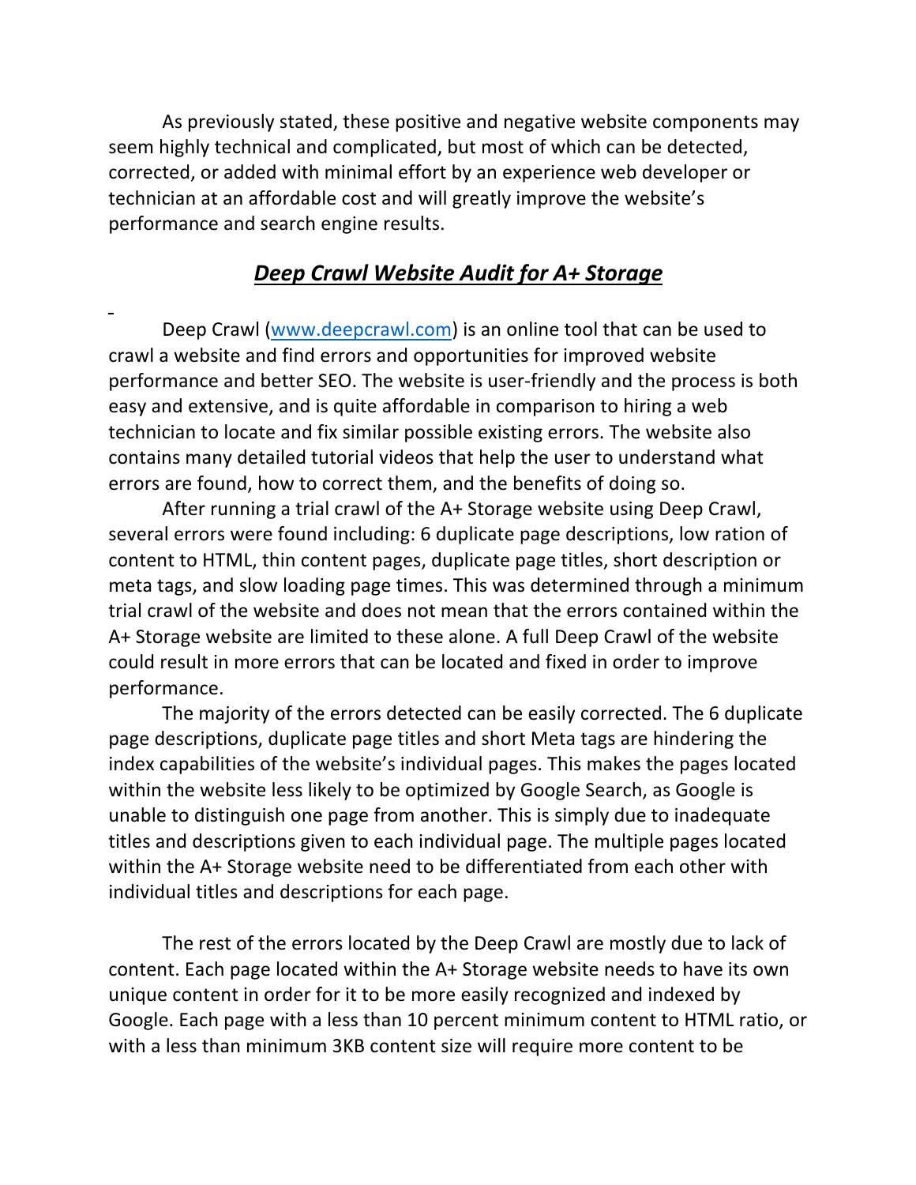As previously stated, these positive and negative website components may seem highly technical and complicated, but most of which can be detected, corrected, or added with minimal effort by an experience web developer or technician at an affordable cost and will greatly improve the website's performance and search engine results.

## ***Deep Crawl Website Audit for A+ Storage***

Deep Crawl (www.deepcrawl.com) is an online tool that can be used to crawl a website and find errors and opportunities for improved website performance and better SEO. The website is user-friendly and the process is both easy and extensive, and is quite affordable in comparison to hiring a web technician to locate and fix similar possible existing errors. The website also contains many detailed tutorial videos that help the user to understand what errors are found, how to correct them, and the benefits of doing so.

After running a trial crawl of the A+ Storage website using Deep Crawl, several errors were found including: 6 duplicate page descriptions, low ration of content to HTML, thin content pages, duplicate page titles, short description or meta tags, and slow loading page times. This was determined through a minimum trial crawl of the website and does not mean that the errors contained within the A+ Storage website are limited to these alone. A full Deep Crawl of the website could result in more errors that can be located and fixed in order to improve performance.

The majority of the errors detected can be easily corrected. The 6 duplicate page descriptions, duplicate page titles and short Meta tags are hindering the index capabilities of the website's individual pages. This makes the pages located within the website less likely to be optimized by Google Search, as Google is unable to distinguish one page from another. This is simply due to inadequate titles and descriptions given to each individual page. The multiple pages located within the A+ Storage website need to be differentiated from each other with individual titles and descriptions for each page.

The rest of the errors located by the Deep Crawl are mostly due to lack of content. Each page located within the A+ Storage website needs to have its own unique content in order for it to be more easily recognized and indexed by Google. Each page with a less than 10 percent minimum content to HTML ratio, or with a less than minimum 3KB content size will require more content to be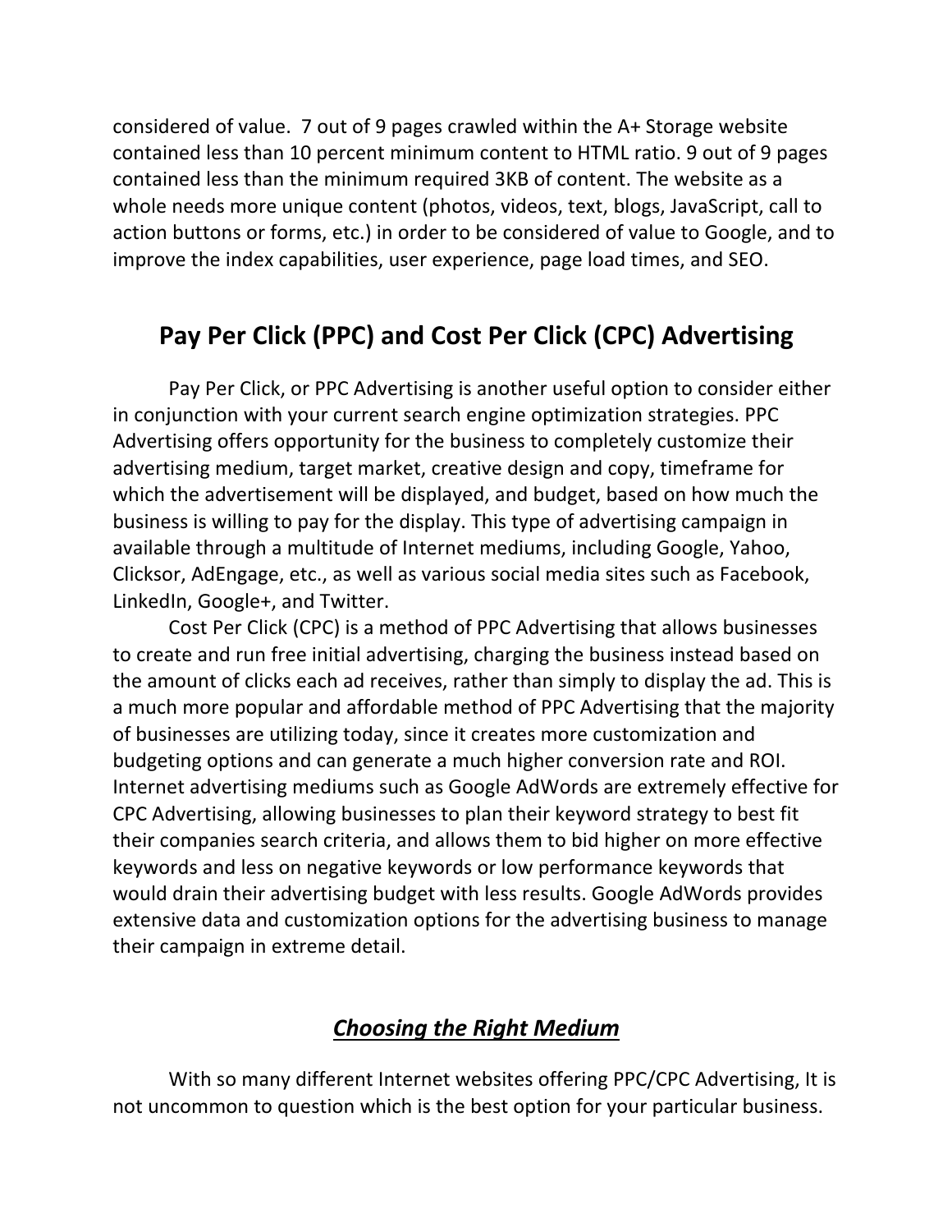considered of value. 7 out of 9 pages crawled within the A+ Storage website contained less than 10 percent minimum content to HTML ratio. 9 out of 9 pages contained less than the minimum required 3KB of content. The website as a whole needs more unique content (photos, videos, text, blogs, JavaScript, call to action buttons or forms, etc.) in order to be considered of value to Google, and to improve the index capabilities, user experience, page load times, and SEO.

## Pay Per Click (PPC) and Cost Per Click (CPC) Advertising

Pay Per Click, or PPC Advertising is another useful option to consider either in conjunction with your current search engine optimization strategies. PPC Advertising offers opportunity for the business to completely customize their advertising medium, target market, creative design and copy, timeframe for which the advertisement will be displayed, and budget, based on how much the business is willing to pay for the display. This type of advertising campaign in available through a multitude of Internet mediums, including Google, Yahoo, Clicksor, AdEngage, etc., as well as various social media sites such as Facebook, LinkedIn, Google+, and Twitter.

Cost Per Click (CPC) is a method of PPC Advertising that allows businesses to create and run free initial advertising, charging the business instead based on the amount of clicks each ad receives, rather than simply to display the ad. This is a much more popular and affordable method of PPC Advertising that the majority of businesses are utilizing today, since it creates more customization and budgeting options and can generate a much higher conversion rate and ROI. Internet advertising mediums such as Google AdWords are extremely effective for CPC Advertising, allowing businesses to plan their keyword strategy to best fit their companies search criteria, and allows them to bid higher on more effective keywords and less on negative keywords or low performance keywords that would drain their advertising budget with less results. Google AdWords provides extensive data and customization options for the advertising business to manage their campaign in extreme detail.

### ***Choosing the Right Medium***

With so many different Internet websites offering PPC/CPC Advertising, It is not uncommon to question which is the best option for your particular business.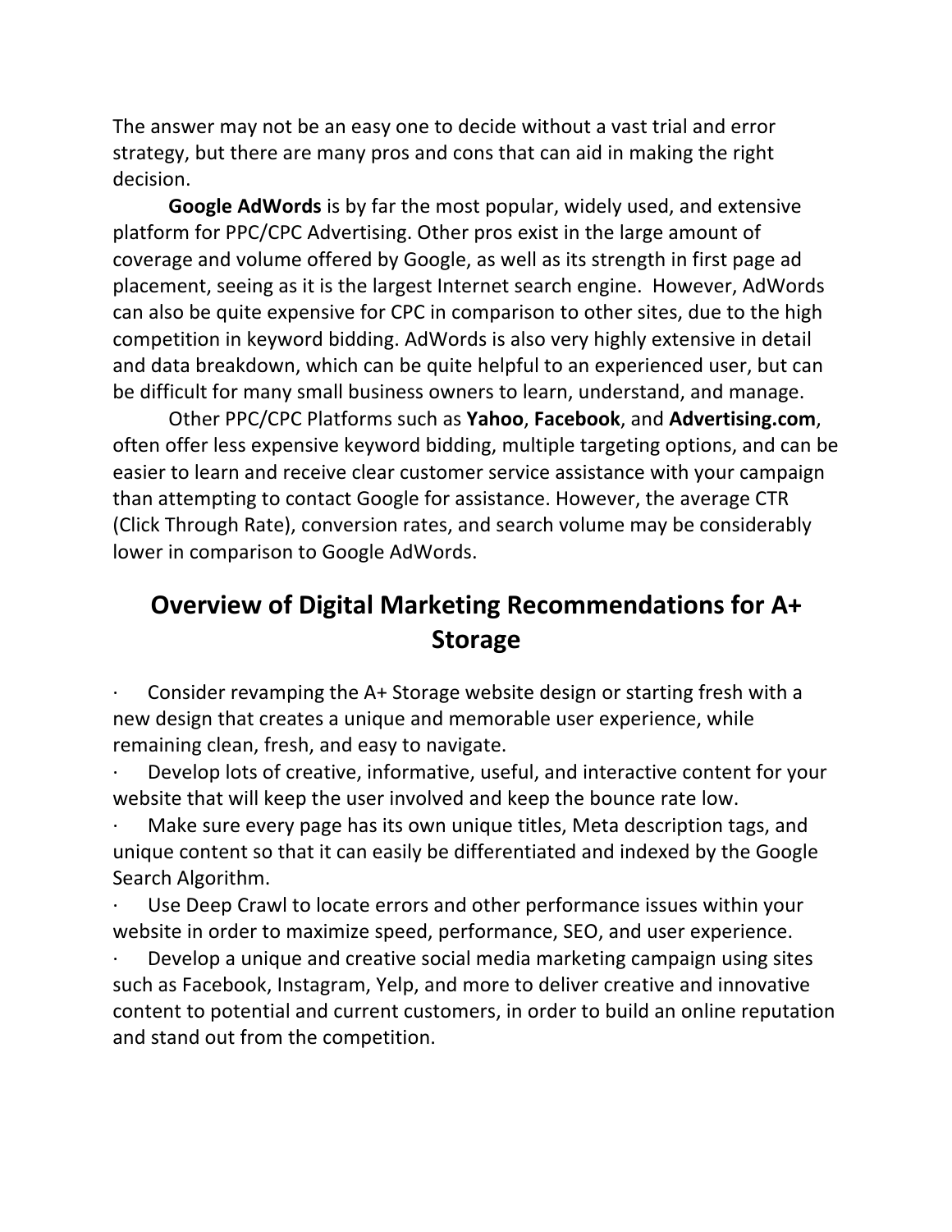The answer may not be an easy one to decide without a vast trial and error strategy, but there are many pros and cons that can aid in making the right decision.

**Google AdWords** is by far the most popular, widely used, and extensive platform for PPC/CPC Advertising. Other pros exist in the large amount of coverage and volume offered by Google, as well as its strength in first page ad placement, seeing as it is the largest Internet search engine. However, AdWords can also be quite expensive for CPC in comparison to other sites, due to the high competition in keyword bidding. AdWords is also very highly extensive in detail and data breakdown, which can be quite helpful to an experienced user, but can be difficult for many small business owners to learn, understand, and manage.

Other PPC/CPC Platforms such as **Yahoo**, **Facebook**, and **Advertising.com**, often offer less expensive keyword bidding, multiple targeting options, and can be easier to learn and receive clear customer service assistance with your campaign than attempting to contact Google for assistance. However, the average CTR (Click Through Rate), conversion rates, and search volume may be considerably lower in comparison to Google AdWords.

## Overview of Digital Marketing Recommendations for A+ Storage

- Consider revamping the A+ Storage website design or starting fresh with a new design that creates a unique and memorable user experience, while remaining clean, fresh, and easy to navigate.
- Develop lots of creative, informative, useful, and interactive content for your website that will keep the user involved and keep the bounce rate low.
- Make sure every page has its own unique titles, Meta description tags, and unique content so that it can easily be differentiated and indexed by the Google Search Algorithm.
- Use Deep Crawl to locate errors and other performance issues within your website in order to maximize speed, performance, SEO, and user experience.
- Develop a unique and creative social media marketing campaign using sites such as Facebook, Instagram, Yelp, and more to deliver creative and innovative content to potential and current customers, in order to build an online reputation and stand out from the competition.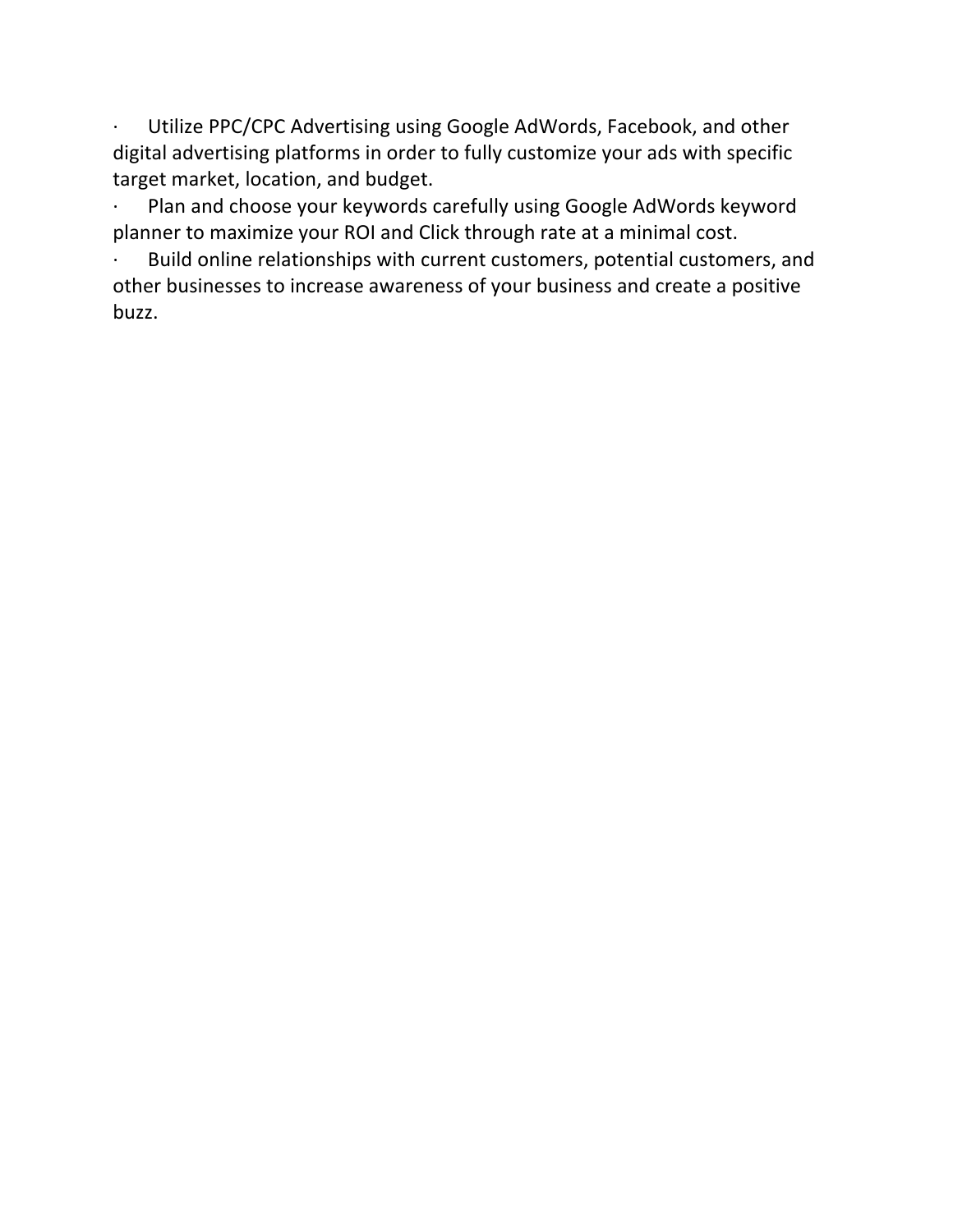- Utilize PPC/CPC Advertising using Google AdWords, Facebook, and other digital advertising platforms in order to fully customize your ads with specific target market, location, and budget.
- Plan and choose your keywords carefully using Google AdWords keyword planner to maximize your ROI and Click through rate at a minimal cost.
- Build online relationships with current customers, potential customers, and other businesses to increase awareness of your business and create a positive buzz.